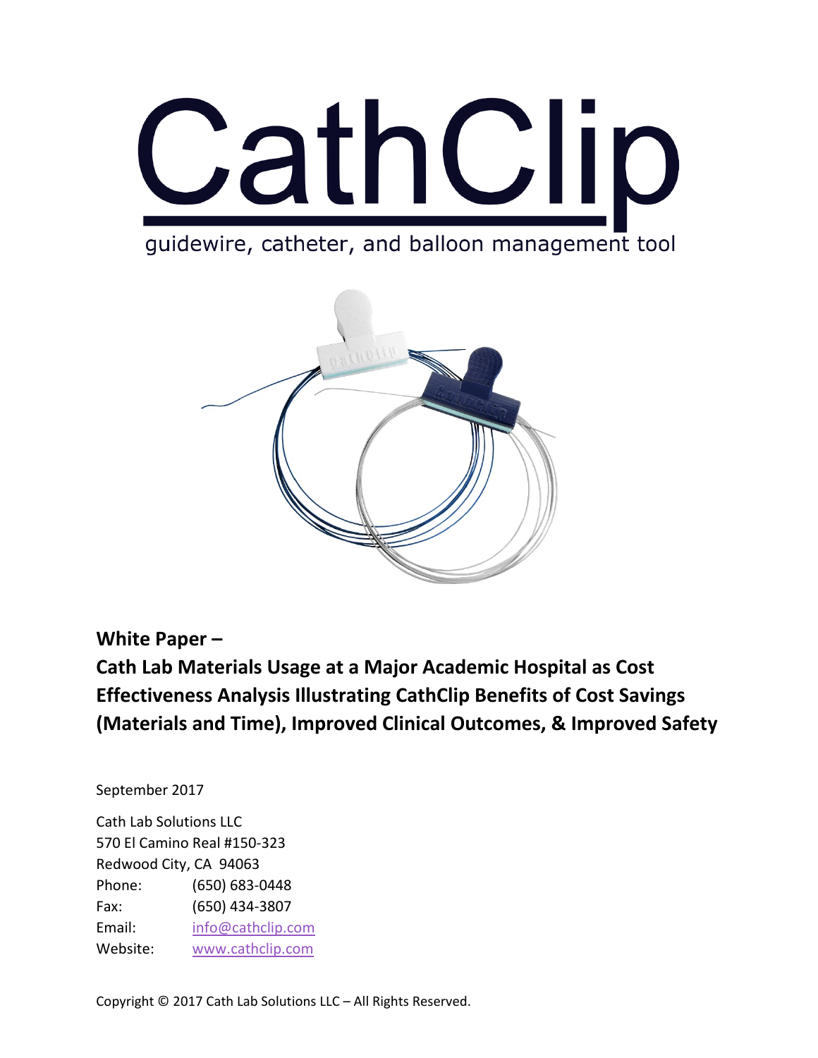# CathClip

guidewire, catheter, and balloon management tool

**White Paper –**
**Cath Lab Materials Usage at a Major Academic Hospital as Cost Effectiveness Analysis Illustrating CathClip Benefits of Cost Savings (Materials and Time), Improved Clinical Outcomes, & Improved Safety**

September 2017

Cath Lab Solutions LLC
570 El Camino Real #150-323
Redwood City, CA 94063
Phone: (650) 683-0448
Fax: (650) 434-3807
Email: info@cathclip.com
Website: www.cathclip.com

Copyright © 2017 Cath Lab Solutions LLC – All Rights Reserved.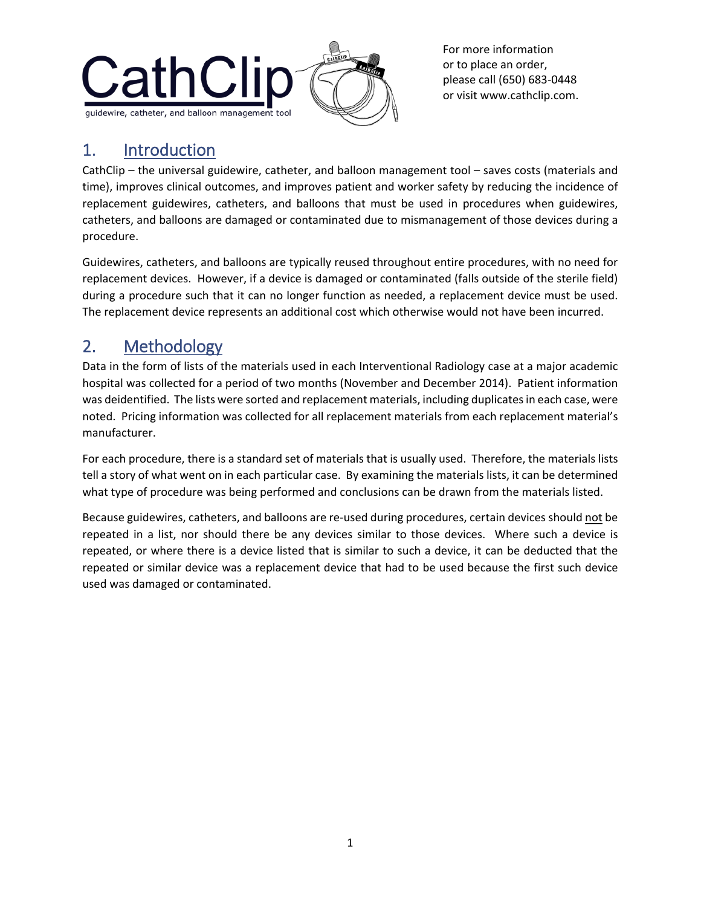CathClip
guidewire, catheter, and balloon management tool

For more information
or to place an order,
please call (650) 683-0448
or visit www.cathclip.com.

## 1. Introduction

CathClip – the universal guidewire, catheter, and balloon management tool – saves costs (materials and time), improves clinical outcomes, and improves patient and worker safety by reducing the incidence of replacement guidewires, catheters, and balloons that must be used in procedures when guidewires, catheters, and balloons are damaged or contaminated due to mismanagement of those devices during a procedure.

Guidewires, catheters, and balloons are typically reused throughout entire procedures, with no need for replacement devices. However, if a device is damaged or contaminated (falls outside of the sterile field) during a procedure such that it can no longer function as needed, a replacement device must be used. The replacement device represents an additional cost which otherwise would not have been incurred.

## 2. Methodology

Data in the form of lists of the materials used in each Interventional Radiology case at a major academic hospital was collected for a period of two months (November and December 2014). Patient information was deidentified. The lists were sorted and replacement materials, including duplicates in each case, were noted. Pricing information was collected for all replacement materials from each replacement material's manufacturer.

For each procedure, there is a standard set of materials that is usually used. Therefore, the materials lists tell a story of what went on in each particular case. By examining the materials lists, it can be determined what type of procedure was being performed and conclusions can be drawn from the materials listed.

Because guidewires, catheters, and balloons are re-used during procedures, certain devices should not be repeated in a list, nor should there be any devices similar to those devices. Where such a device is repeated, or where there is a device listed that is similar to such a device, it can be deducted that the repeated or similar device was a replacement device that had to be used because the first such device used was damaged or contaminated.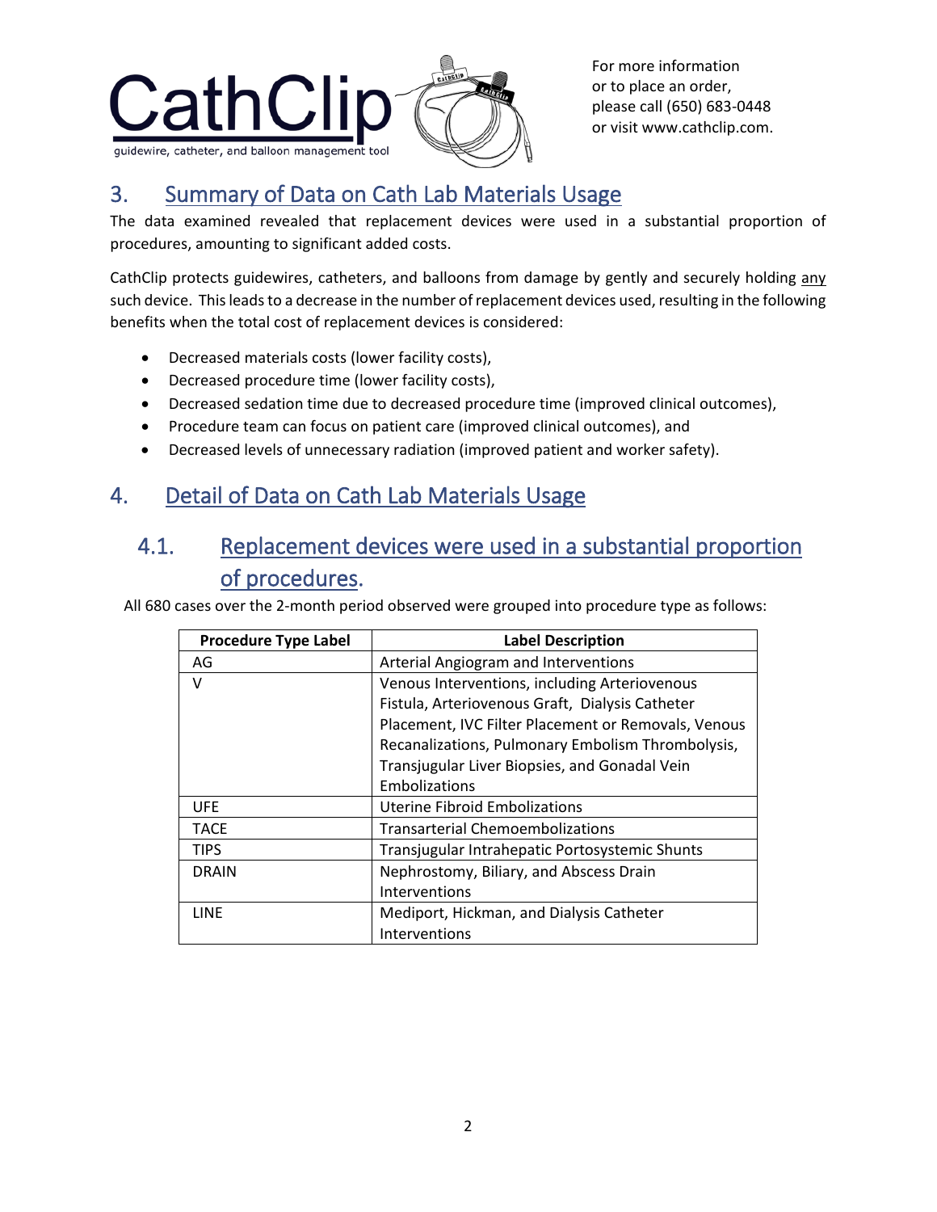## 3. Summary of Data on Cath Lab Materials Usage

The data examined revealed that replacement devices were used in a substantial proportion of procedures, amounting to significant added costs.

CathClip protects guidewires, catheters, and balloons from damage by gently and securely holding any such device. This leads to a decrease in the number of replacement devices used, resulting in the following benefits when the total cost of replacement devices is considered:

- Decreased materials costs (lower facility costs),
- Decreased procedure time (lower facility costs),
- Decreased sedation time due to decreased procedure time (improved clinical outcomes),
- Procedure team can focus on patient care (improved clinical outcomes), and
- Decreased levels of unnecessary radiation (improved patient and worker safety).

## 4. Detail of Data on Cath Lab Materials Usage

### 4.1. Replacement devices were used in a substantial proportion of procedures.

All 680 cases over the 2-month period observed were grouped into procedure type as follows:

| Procedure Type Label | Label Description |
|---|---|
| AG | Arterial Angiogram and Interventions |
| V | Venous Interventions, including Arteriovenous Fistula, Arteriovenous Graft, Dialysis Catheter Placement, IVC Filter Placement or Removals, Venous Recanalizations, Pulmonary Embolism Thrombolysis, Transjugular Liver Biopsies, and Gonadal Vein Embolizations |
| UFE | Uterine Fibroid Embolizations |
| TACE | Transarterial Chemoembolizations |
| TIPS | Transjugular Intrahepatic Portosystemic Shunts |
| DRAIN | Nephrostomy, Biliary, and Abscess Drain Interventions |
| LINE | Mediport, Hickman, and Dialysis Catheter Interventions |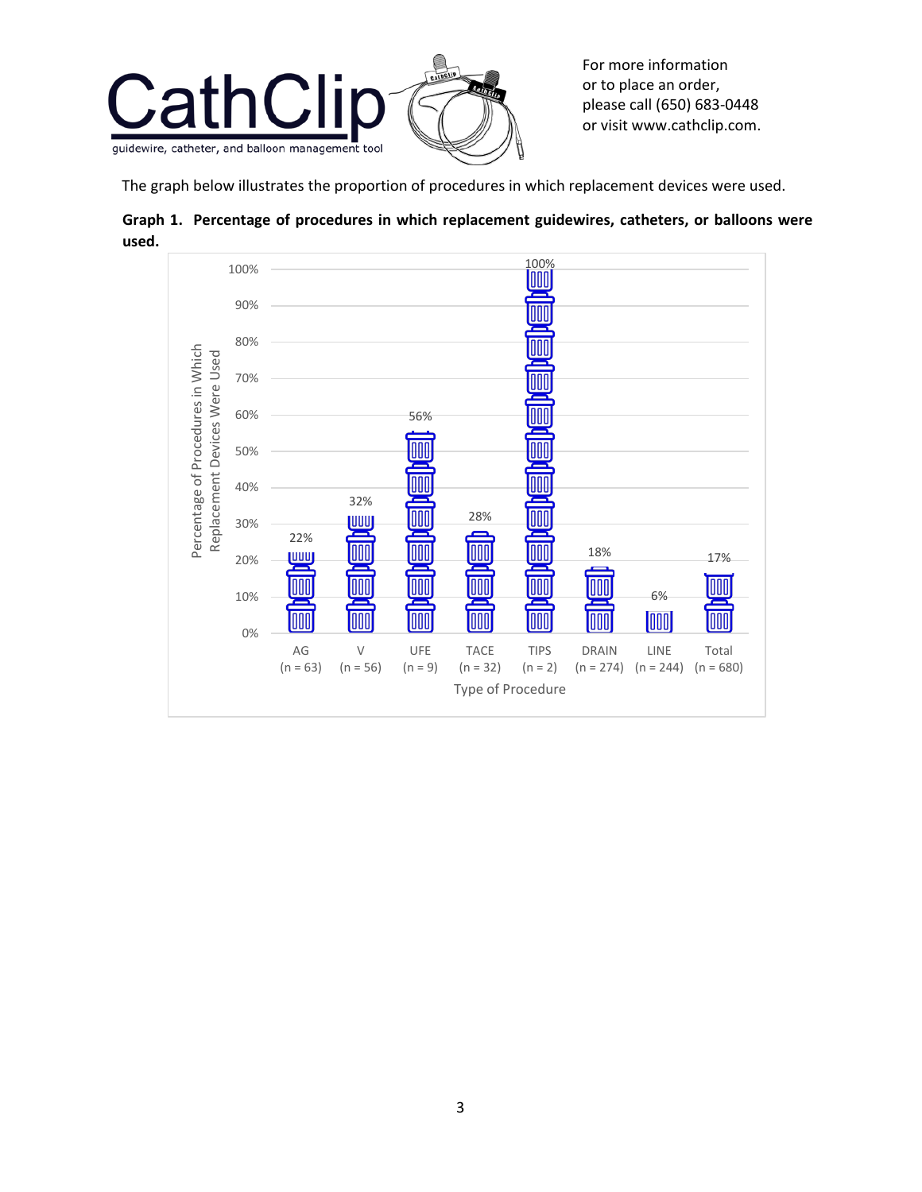CathClip

guidewire, catheter, and balloon management tool

For more information
or to place an order,
please call (650) 683-0448
or visit www.cathclip.com.

The graph below illustrates the proportion of procedures in which replacement devices were used.

**Graph 1. Percentage of procedures in which replacement guidewires, catheters, or balloons were used.**

| Type of Procedure | Percentage of Procedures in Which Replacement Devices Were Used |
|---|---|
| AG (n = 63) | 22% |
| V (n = 56) | 32% |
| UFE (n = 9) | 56% |
| TACE (n = 32) | 28% |
| TIPS (n = 2) | 100% |
| DRAIN (n = 274) | 18% |
| LINE (n = 244) | 6% |
| Total (n = 680) | 17% |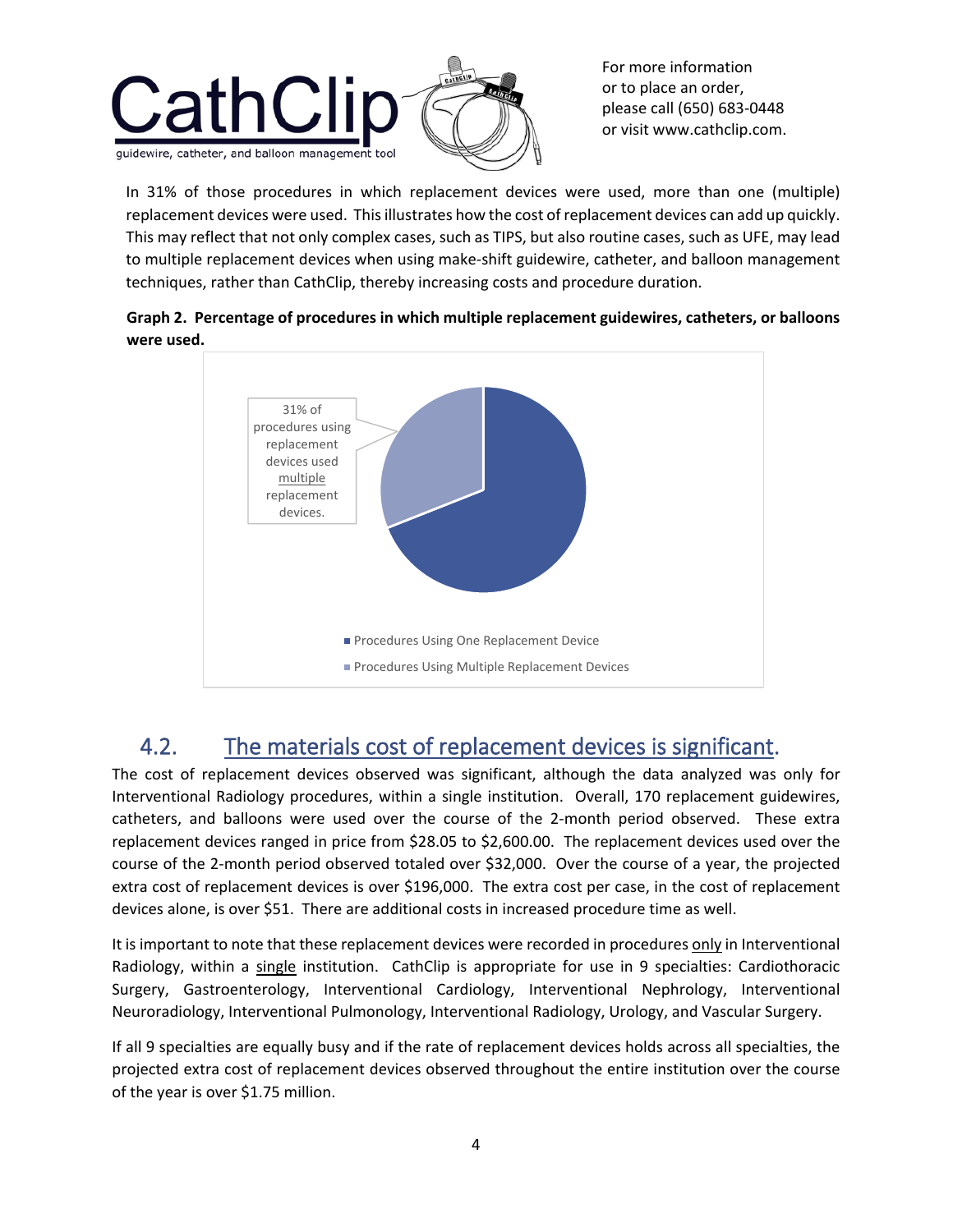In 31% of those procedures in which replacement devices were used, more than one (multiple) replacement devices were used. This illustrates how the cost of replacement devices can add up quickly. This may reflect that not only complex cases, such as TIPS, but also routine cases, such as UFE, may lead to multiple replacement devices when using make-shift guidewire, catheter, and balloon management techniques, rather than CathClip, thereby increasing costs and procedure duration.

**Graph 2. Percentage of procedures in which multiple replacement guidewires, catheters, or balloons were used.**

31% of procedures using replacement devices used multiple replacement devices.

- Procedures Using One Replacement Device
- Procedures Using Multiple Replacement Devices

## 4.2. The materials cost of replacement devices is significant.

The cost of replacement devices observed was significant, although the data analyzed was only for Interventional Radiology procedures, within a single institution. Overall, 170 replacement guidewires, catheters, and balloons were used over the course of the 2-month period observed. These extra replacement devices ranged in price from $28.05 to $2,600.00. The replacement devices used over the course of the 2-month period observed totaled over $32,000. Over the course of a year, the projected extra cost of replacement devices is over $196,000. The extra cost per case, in the cost of replacement devices alone, is over $51. There are additional costs in increased procedure time as well.

It is important to note that these replacement devices were recorded in procedures only in Interventional Radiology, within a single institution. CathClip is appropriate for use in 9 specialties: Cardiothoracic Surgery, Gastroenterology, Interventional Cardiology, Interventional Nephrology, Interventional Neuroradiology, Interventional Pulmonology, Interventional Radiology, Urology, and Vascular Surgery.

If all 9 specialties are equally busy and if the rate of replacement devices holds across all specialties, the projected extra cost of replacement devices observed throughout the entire institution over the course of the year is over $1.75 million.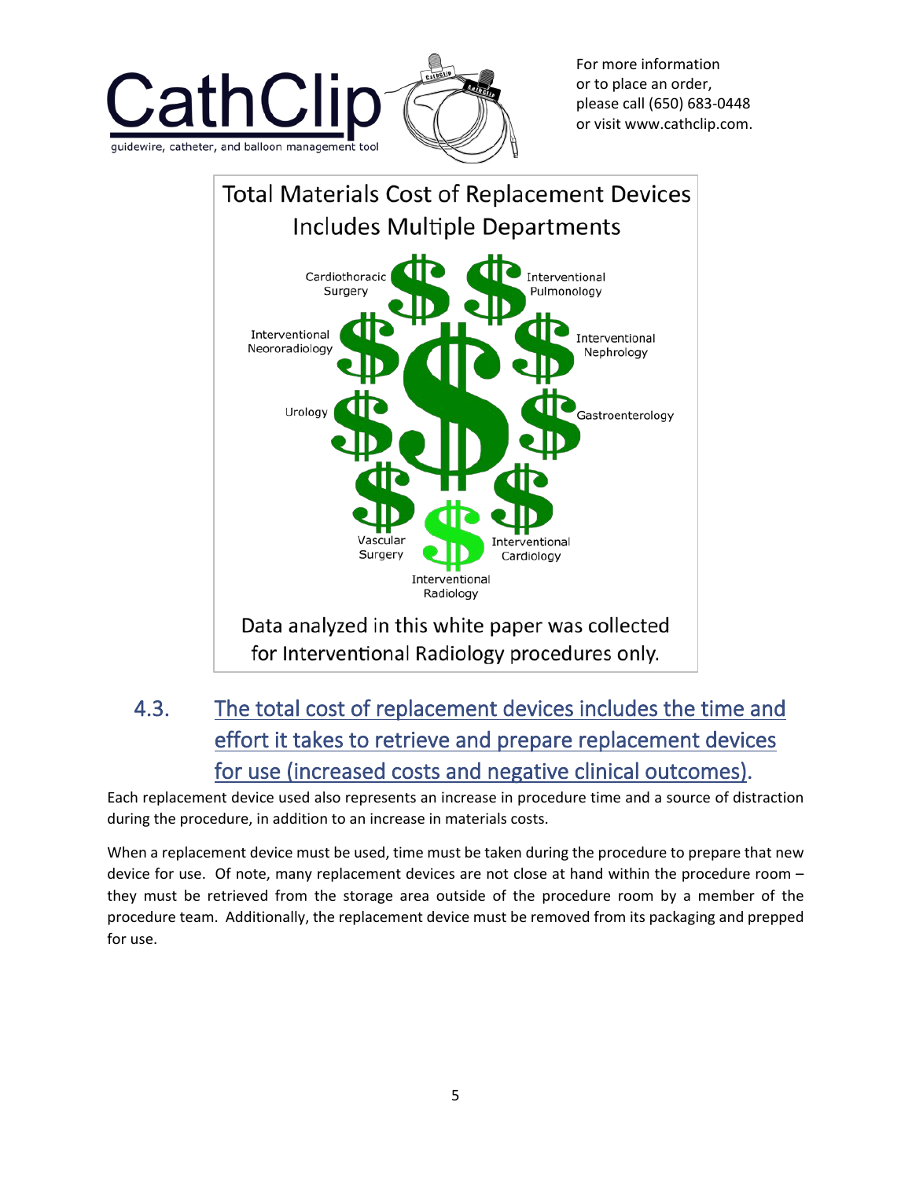CathClip

guidewire, catheter, and balloon management tool

For more information
or to place an order,
please call (650) 683-0448
or visit www.cathclip.com.

Total Materials Cost of Replacement Devices Includes Multiple Departments

Cardiothoracic Surgery
Interventional Pulmonology
Interventional Neororadiology
Interventional Nephrology
Urology
Gastroenterology
Vascular Surgery
Interventional Cardiology
Interventional Radiology

Data analyzed in this white paper was collected for Interventional Radiology procedures only.

## 4.3. The total cost of replacement devices includes the time and effort it takes to retrieve and prepare replacement devices for use (increased costs and negative clinical outcomes).

Each replacement device used also represents an increase in procedure time and a source of distraction during the procedure, in addition to an increase in materials costs.

When a replacement device must be used, time must be taken during the procedure to prepare that new device for use. Of note, many replacement devices are not close at hand within the procedure room – they must be retrieved from the storage area outside of the procedure room by a member of the procedure team. Additionally, the replacement device must be removed from its packaging and prepped for use.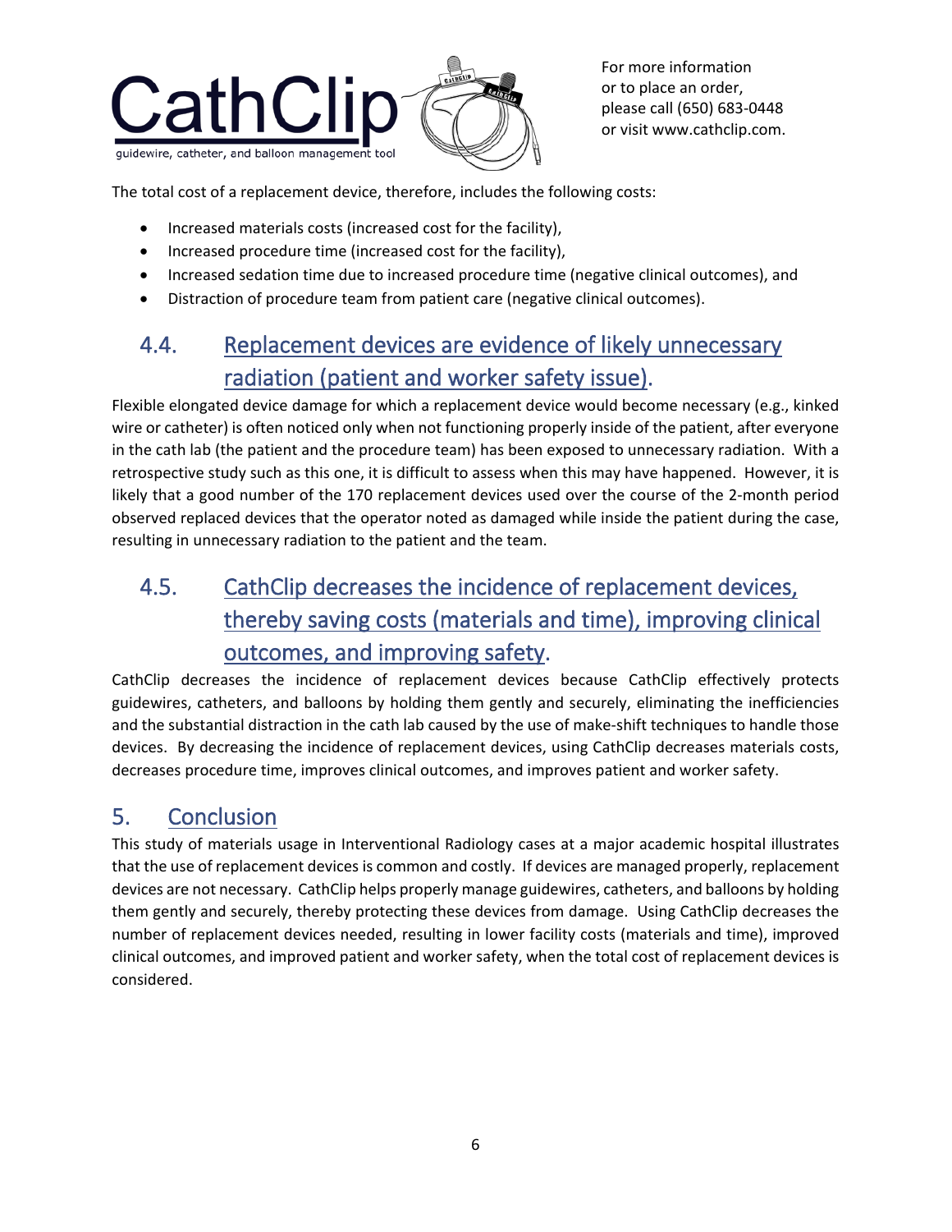The total cost of a replacement device, therefore, includes the following costs:

- Increased materials costs (increased cost for the facility),
- Increased procedure time (increased cost for the facility),
- Increased sedation time due to increased procedure time (negative clinical outcomes), and
- Distraction of procedure team from patient care (negative clinical outcomes).

## 4.4. Replacement devices are evidence of likely unnecessary radiation (patient and worker safety issue).

Flexible elongated device damage for which a replacement device would become necessary (e.g., kinked wire or catheter) is often noticed only when not functioning properly inside of the patient, after everyone in the cath lab (the patient and the procedure team) has been exposed to unnecessary radiation. With a retrospective study such as this one, it is difficult to assess when this may have happened. However, it is likely that a good number of the 170 replacement devices used over the course of the 2-month period observed replaced devices that the operator noted as damaged while inside the patient during the case, resulting in unnecessary radiation to the patient and the team.

## 4.5. CathClip decreases the incidence of replacement devices, thereby saving costs (materials and time), improving clinical outcomes, and improving safety.

CathClip decreases the incidence of replacement devices because CathClip effectively protects guidewires, catheters, and balloons by holding them gently and securely, eliminating the inefficiencies and the substantial distraction in the cath lab caused by the use of make-shift techniques to handle those devices. By decreasing the incidence of replacement devices, using CathClip decreases materials costs, decreases procedure time, improves clinical outcomes, and improves patient and worker safety.

# 5. Conclusion

This study of materials usage in Interventional Radiology cases at a major academic hospital illustrates that the use of replacement devices is common and costly. If devices are managed properly, replacement devices are not necessary. CathClip helps properly manage guidewires, catheters, and balloons by holding them gently and securely, thereby protecting these devices from damage. Using CathClip decreases the number of replacement devices needed, resulting in lower facility costs (materials and time), improved clinical outcomes, and improved patient and worker safety, when the total cost of replacement devices is considered.